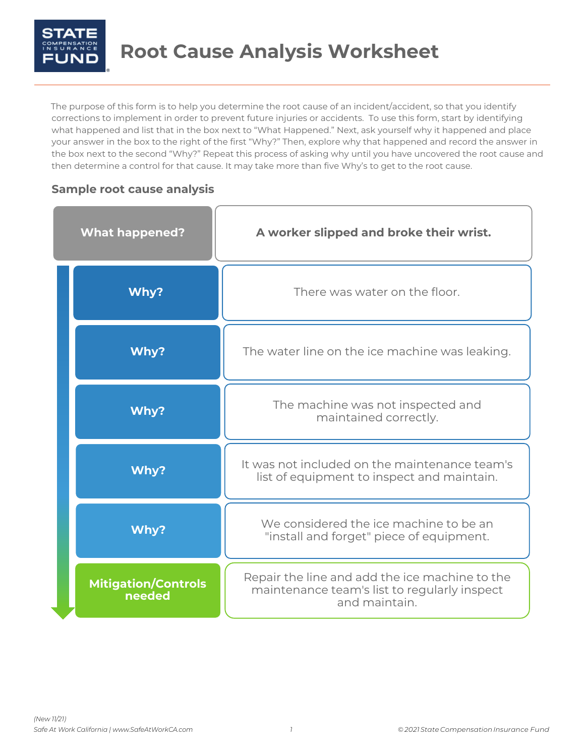# Root Cause Analysis Worksheet

The purpose of this form is to help you determine the root cause of an incident/accident, so that you identify corrections to implement in order to prevent future injuries or accidents. To use this form, start by identifying what happened and list that in the box next to "What Happened." Next, ask yourself why it happened and place your answer in the box to the right of the first "Why?" Then, explore why that happened and record the answer in the box next to the second "Why?" Repeat this process of asking why until you have uncovered the root cause and then determine a control for that cause. It may take more than five Why's to get to the root cause.

## Sample root cause analysis

| | |
|---|---|
| **What happened?** | **A worker slipped and broke their wrist.** |
| **Why?** | There was water on the floor. |
| **Why?** | The water line on the ice machine was leaking. |
| **Why?** | The machine was not inspected and maintained correctly. |
| **Why?** | It was not included on the maintenance team's list of equipment to inspect and maintain. |
| **Why?** | We considered the ice machine to be an "install and forget" piece of equipment. |
| **Mitigation/Controls needed** | Repair the line and add the ice machine to the maintenance team's list to regularly inspect and maintain. |

(New 11/21)

Safe At Work California | www.SafeAtWorkCA.com

© 2021 State Compensation Insurance Fund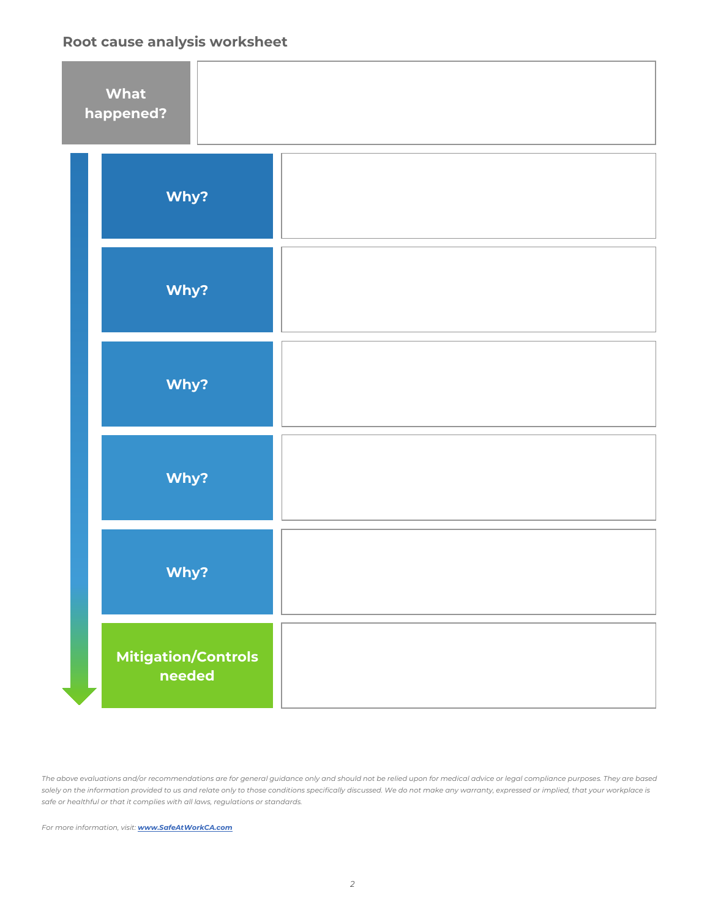## Root cause analysis worksheet

| | |
|---|---|
| **What happened?** | |
| **Why?** | |
| **Why?** | |
| **Why?** | |
| **Why?** | |
| **Why?** | |
| **Mitigation/Controls needed** | |

*The above evaluations and/or recommendations are for general guidance only and should not be relied upon for medical advice or legal compliance purposes. They are based solely on the information provided to us and relate only to those conditions specifically discussed. We do not make any warranty, expressed or implied, that your workplace is safe or healthful or that it complies with all laws, regulations or standards.*

*For more information, visit:* ***www.SafeAtWorkCA.com***